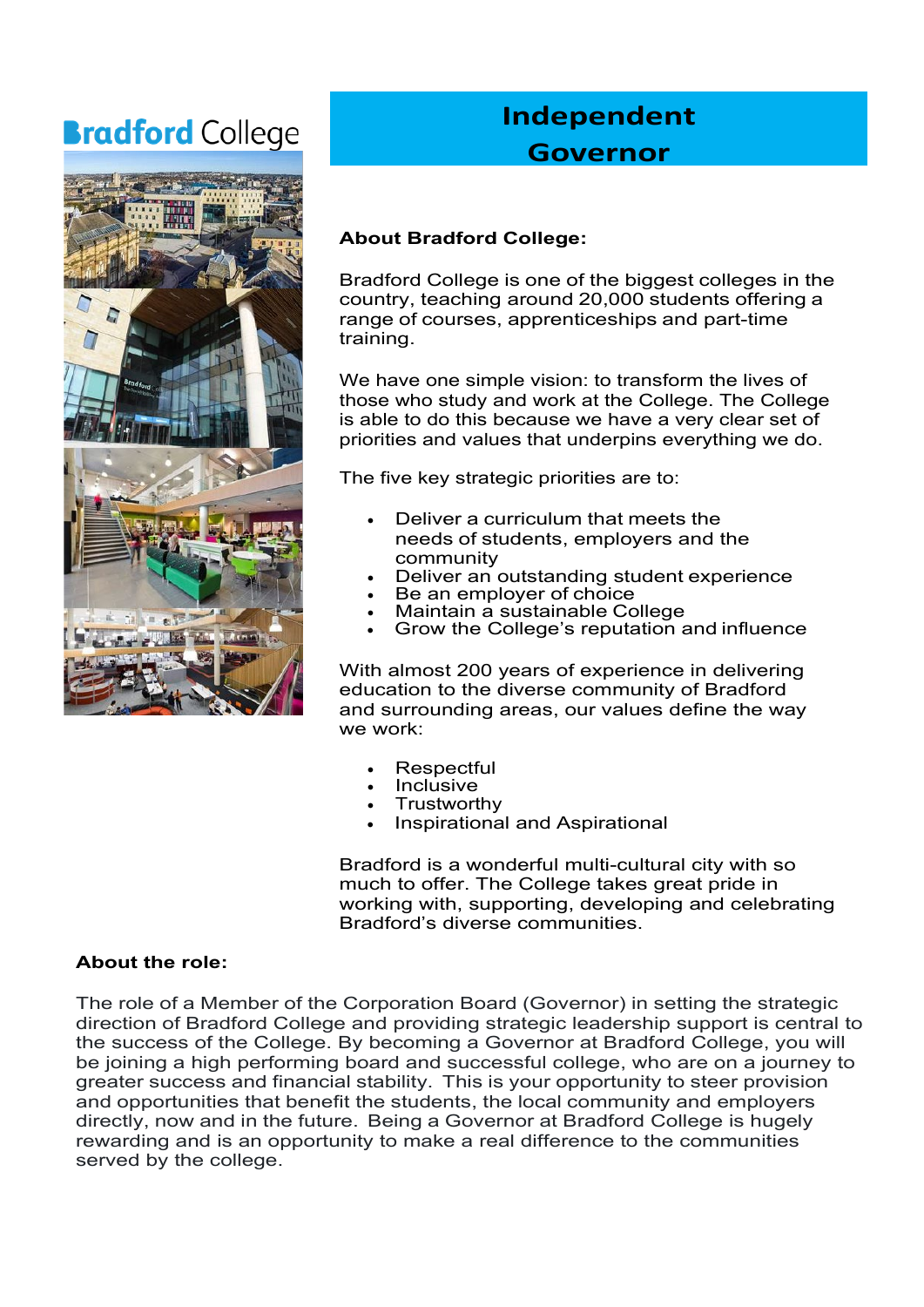Bradford College

# Independent Governor

**About Bradford College:**

Bradford College is one of the biggest colleges in the country, teaching around 20,000 students offering a range of courses, apprenticeships and part-time training.

We have one simple vision: to transform the lives of those who study and work at the College. The College is able to do this because we have a very clear set of priorities and values that underpins everything we do.

The five key strategic priorities are to:

- Deliver a curriculum that meets the needs of students, employers and the community
- Deliver an outstanding student experience
- Be an employer of choice
- Maintain a sustainable College
- Grow the College's reputation and influence

With almost 200 years of experience in delivering education to the diverse community of Bradford and surrounding areas, our values define the way we work:

- Respectful
- Inclusive
- Trustworthy
- Inspirational and Aspirational

Bradford is a wonderful multi-cultural city with so much to offer. The College takes great pride in working with, supporting, developing and celebrating Bradford's diverse communities.

**About the role:**

The role of a Member of the Corporation Board (Governor) in setting the strategic direction of Bradford College and providing strategic leadership support is central to the success of the College. By becoming a Governor at Bradford College, you will be joining a high performing board and successful college, who are on a journey to greater success and financial stability. This is your opportunity to steer provision and opportunities that benefit the students, the local community and employers directly, now and in the future. Being a Governor at Bradford College is hugely rewarding and is an opportunity to make a real difference to the communities served by the college.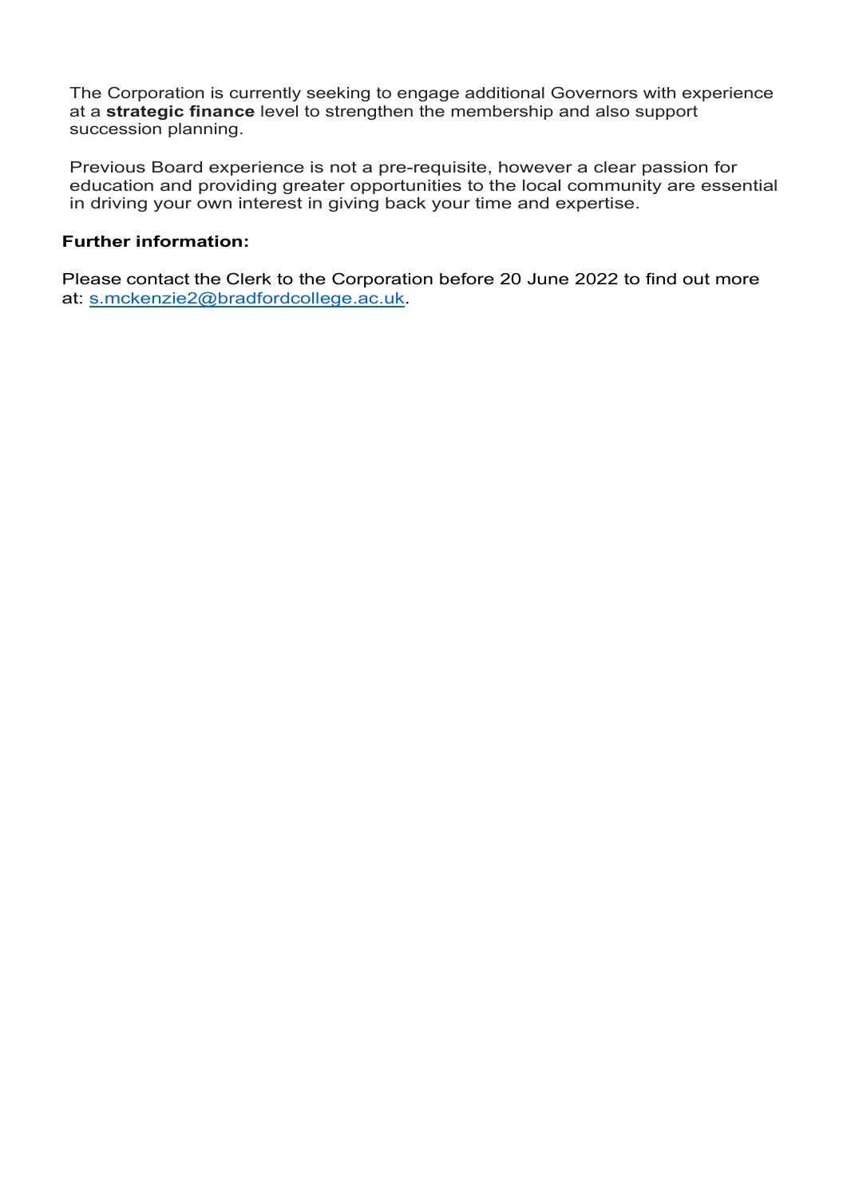The Corporation is currently seeking to engage additional Governors with experience at a **strategic finance** level to strengthen the membership and also support succession planning.

Previous Board experience is not a pre-requisite, however a clear passion for education and providing greater opportunities to the local community are essential in driving your own interest in giving back your time and expertise.

**Further information:**

Please contact the Clerk to the Corporation before 20 June 2022 to find out more at: s.mckenzie2@bradfordcollege.ac.uk.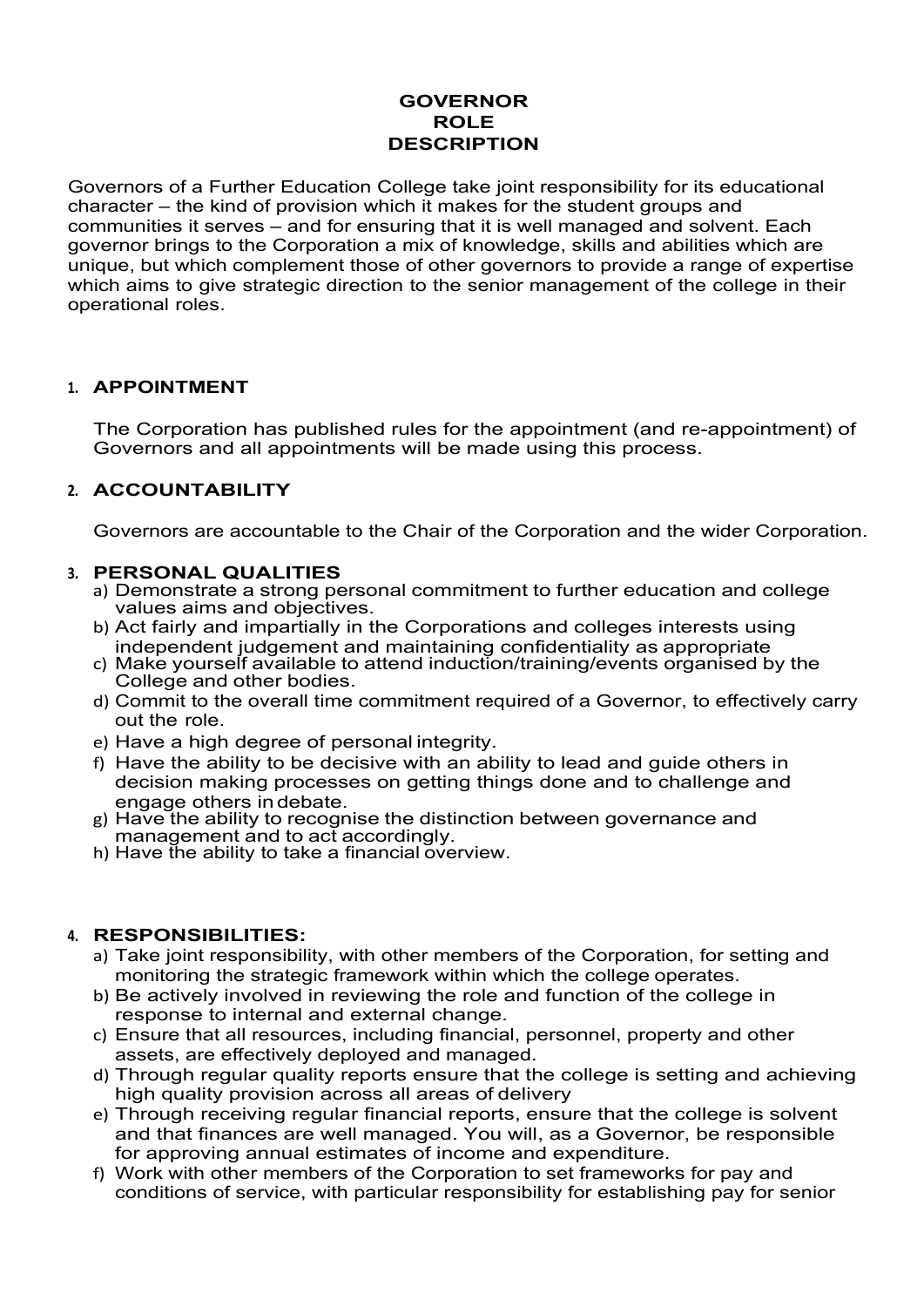# GOVERNOR ROLE DESCRIPTION

Governors of a Further Education College take joint responsibility for its educational character – the kind of provision which it makes for the student groups and communities it serves – and for ensuring that it is well managed and solvent. Each governor brings to the Corporation a mix of knowledge, skills and abilities which are unique, but which complement those of other governors to provide a range of expertise which aims to give strategic direction to the senior management of the college in their operational roles.

## 1. APPOINTMENT

The Corporation has published rules for the appointment (and re-appointment) of Governors and all appointments will be made using this process.

## 2. ACCOUNTABILITY

Governors are accountable to the Chair of the Corporation and the wider Corporation.

## 3. PERSONAL QUALITIES

a) Demonstrate a strong personal commitment to further education and college values aims and objectives.
b) Act fairly and impartially in the Corporations and colleges interests using independent judgement and maintaining confidentiality as appropriate
c) Make yourself available to attend induction/training/events organised by the College and other bodies.
d) Commit to the overall time commitment required of a Governor, to effectively carry out the role.
e) Have a high degree of personal integrity.
f) Have the ability to be decisive with an ability to lead and guide others in decision making processes on getting things done and to challenge and engage others in debate.
g) Have the ability to recognise the distinction between governance and management and to act accordingly.
h) Have the ability to take a financial overview.

## 4. RESPONSIBILITIES:

a) Take joint responsibility, with other members of the Corporation, for setting and monitoring the strategic framework within which the college operates.
b) Be actively involved in reviewing the role and function of the college in response to internal and external change.
c) Ensure that all resources, including financial, personnel, property and other assets, are effectively deployed and managed.
d) Through regular quality reports ensure that the college is setting and achieving high quality provision across all areas of delivery
e) Through receiving regular financial reports, ensure that the college is solvent and that finances are well managed. You will, as a Governor, be responsible for approving annual estimates of income and expenditure.
f) Work with other members of the Corporation to set frameworks for pay and conditions of service, with particular responsibility for establishing pay for senior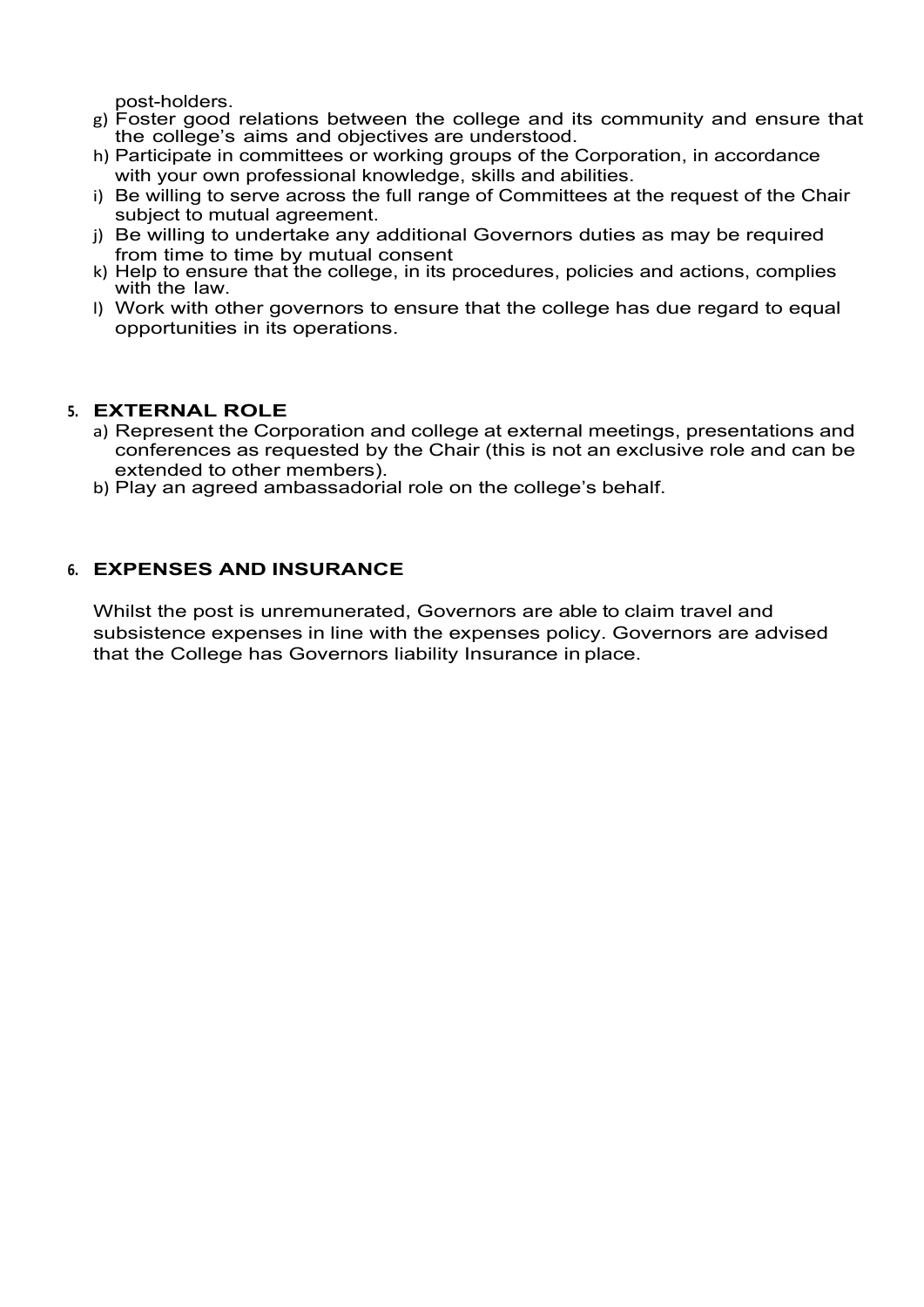post-holders.

g) Foster good relations between the college and its community and ensure that the college's aims and objectives are understood.
h) Participate in committees or working groups of the Corporation, in accordance with your own professional knowledge, skills and abilities.
i) Be willing to serve across the full range of Committees at the request of the Chair subject to mutual agreement.
j) Be willing to undertake any additional Governors duties as may be required from time to time by mutual consent
k) Help to ensure that the college, in its procedures, policies and actions, complies with the law.
l) Work with other governors to ensure that the college has due regard to equal opportunities in its operations.

## 5. EXTERNAL ROLE

a) Represent the Corporation and college at external meetings, presentations and conferences as requested by the Chair (this is not an exclusive role and can be extended to other members).
b) Play an agreed ambassadorial role on the college's behalf.

## 6. EXPENSES AND INSURANCE

Whilst the post is unremunerated, Governors are able to claim travel and subsistence expenses in line with the expenses policy. Governors are advised that the College has Governors liability Insurance in place.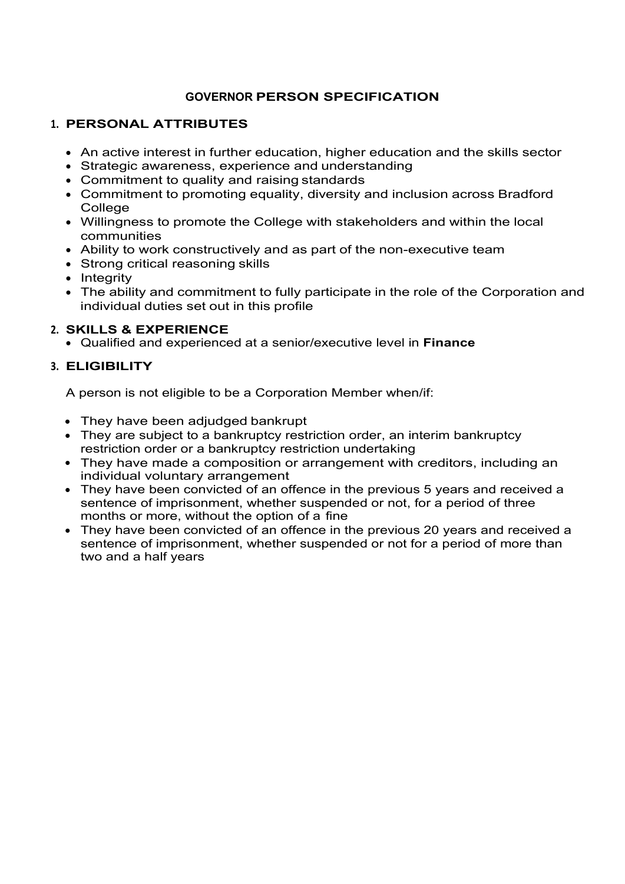# GOVERNOR PERSON SPECIFICATION

## 1. PERSONAL ATTRIBUTES

- An active interest in further education, higher education and the skills sector
- Strategic awareness, experience and understanding
- Commitment to quality and raising standards
- Commitment to promoting equality, diversity and inclusion across Bradford College
- Willingness to promote the College with stakeholders and within the local communities
- Ability to work constructively and as part of the non-executive team
- Strong critical reasoning skills
- Integrity
- The ability and commitment to fully participate in the role of the Corporation and individual duties set out in this profile

## 2. SKILLS & EXPERIENCE

- Qualified and experienced at a senior/executive level in **Finance**

## 3. ELIGIBILITY

A person is not eligible to be a Corporation Member when/if:

- They have been adjudged bankrupt
- They are subject to a bankruptcy restriction order, an interim bankruptcy restriction order or a bankruptcy restriction undertaking
- They have made a composition or arrangement with creditors, including an individual voluntary arrangement
- They have been convicted of an offence in the previous 5 years and received a sentence of imprisonment, whether suspended or not, for a period of three months or more, without the option of a fine
- They have been convicted of an offence in the previous 20 years and received a sentence of imprisonment, whether suspended or not for a period of more than two and a half years